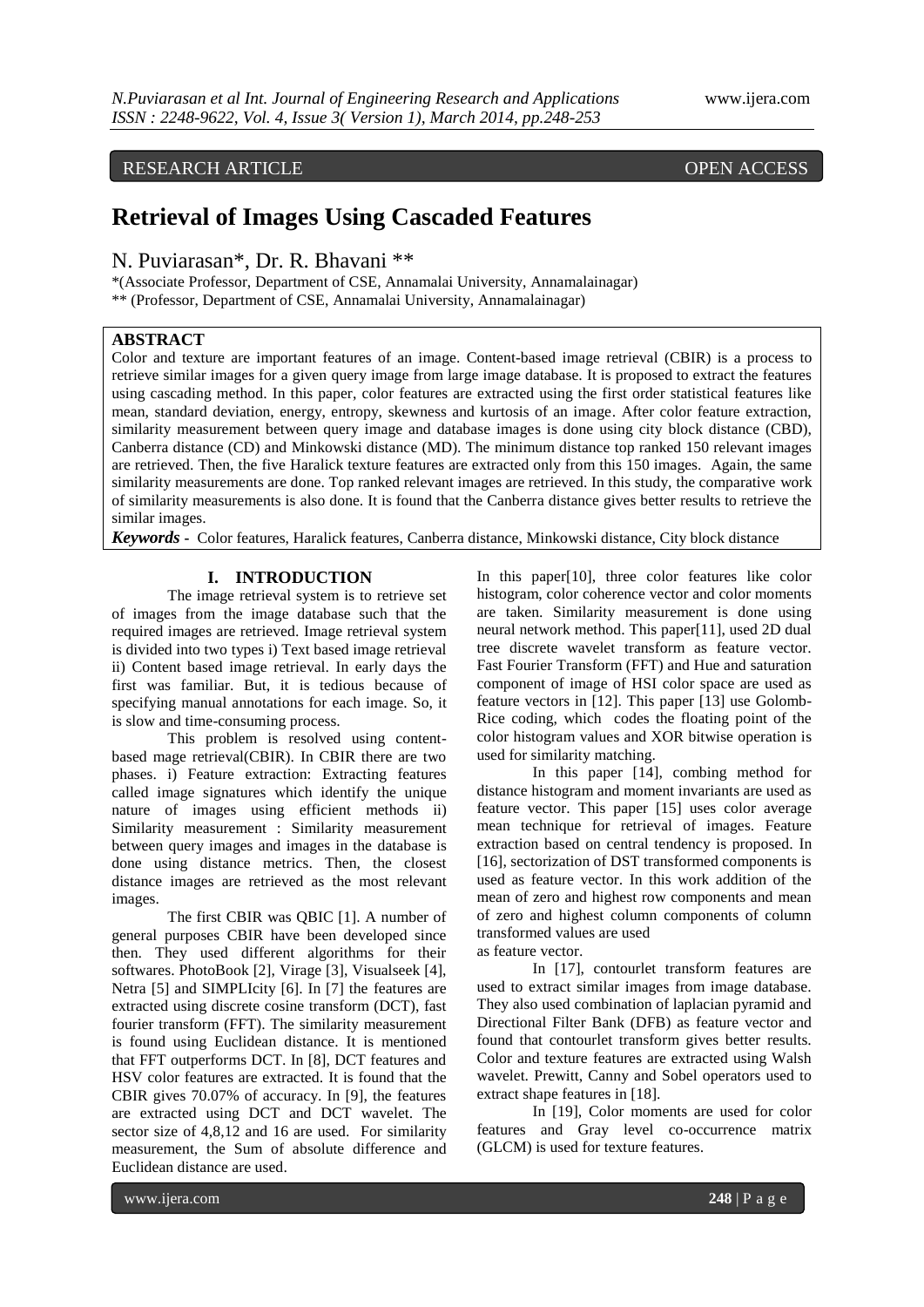RESEARCH ARTICLE OPEN ACCESS

# Retrieval of Images Using Cascaded Features

N. Puviarasan*, Dr. R. Bhavani **

*(Associate Professor, Department of CSE, Annamalai University, Annamalainagar)

** (Professor, Department of CSE, Annamalai University, Annamalainagar)

## ABSTRACT

Color and texture are important features of an image. Content-based image retrieval (CBIR) is a process to retrieve similar images for a given query image from large image database. It is proposed to extract the features using cascading method. In this paper, color features are extracted using the first order statistical features like mean, standard deviation, energy, entropy, skewness and kurtosis of an image. After color feature extraction, similarity measurement between query image and database images is done using city block distance (CBD), Canberra distance (CD) and Minkowski distance (MD). The minimum distance top ranked 150 relevant images are retrieved. Then, the five Haralick texture features are extracted only from this 150 images. Again, the same similarity measurements are done. Top ranked relevant images are retrieved. In this study, the comparative work of similarity measurements is also done. It is found that the Canberra distance gives better results to retrieve the similar images.

***Keywords*** **-** Color features, Haralick features, Canberra distance, Minkowski distance, City block distance

## I. INTRODUCTION

The image retrieval system is to retrieve set of images from the image database such that the required images are retrieved. Image retrieval system is divided into two types i) Text based image retrieval ii) Content based image retrieval. In early days the first was familiar. But, it is tedious because of specifying manual annotations for each image. So, it is slow and time-consuming process.

This problem is resolved using content-based mage retrieval(CBIR). In CBIR there are two phases. i) Feature extraction: Extracting features called image signatures which identify the unique nature of images using efficient methods ii) Similarity measurement : Similarity measurement between query images and images in the database is done using distance metrics. Then, the closest distance images are retrieved as the most relevant images.

The first CBIR was QBIC [1]. A number of general purposes CBIR have been developed since then. They used different algorithms for their softwares. PhotoBook [2], Virage [3], Visualseek [4], Netra [5] and SIMPLIcity [6]. In [7] the features are extracted using discrete cosine transform (DCT), fast fourier transform (FFT). The similarity measurement is found using Euclidean distance. It is mentioned that FFT outperforms DCT. In [8], DCT features and HSV color features are extracted. It is found that the CBIR gives 70.07% of accuracy. In [9], the features are extracted using DCT and DCT wavelet. The sector size of 4,8,12 and 16 are used. For similarity measurement, the Sum of absolute difference and Euclidean distance are used.

In this paper[10], three color features like color histogram, color coherence vector and color moments are taken. Similarity measurement is done using neural network method. This paper[11], used 2D dual tree discrete wavelet transform as feature vector. Fast Fourier Transform (FFT) and Hue and saturation component of image of HSI color space are used as feature vectors in [12]. This paper [13] use Golomb-Rice coding, which codes the floating point of the color histogram values and XOR bitwise operation is used for similarity matching.

In this paper [14], combing method for distance histogram and moment invariants are used as feature vector. This paper [15] uses color average mean technique for retrieval of images. Feature extraction based on central tendency is proposed. In [16], sectorization of DST transformed components is used as feature vector. In this work addition of the mean of zero and highest row components and mean of zero and highest column components of column transformed values are used as feature vector.

In [17], contourlet transform features are used to extract similar images from image database. They also used combination of laplacian pyramid and Directional Filter Bank (DFB) as feature vector and found that contourlet transform gives better results. Color and texture features are extracted using Walsh wavelet. Prewitt, Canny and Sobel operators used to extract shape features in [18].

In [19], Color moments are used for color features and Gray level co-occurrence matrix (GLCM) is used for texture features.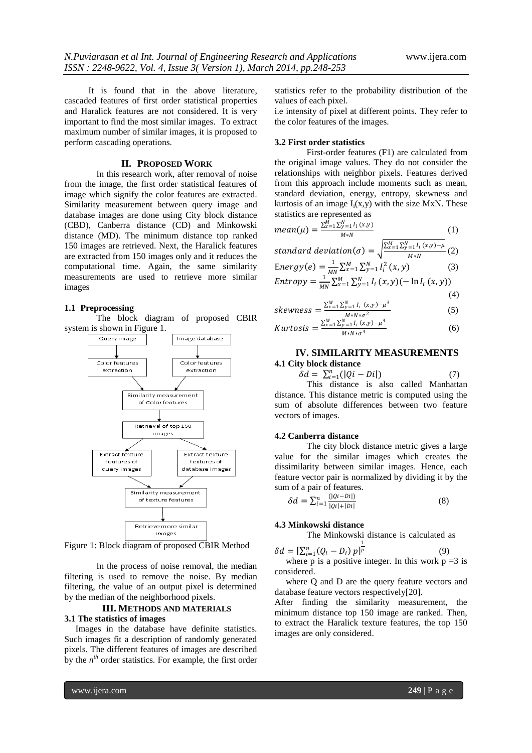It is found that in the above literature, cascaded features of first order statistical properties and Haralick features are not considered. It is very important to find the most similar images. To extract maximum number of similar images, it is proposed to perform cascading operations.

## II. PROPOSED WORK

In this research work, after removal of noise from the image, the first order statistical features of image which signify the color features are extracted. Similarity measurement between query image and database images are done using City block distance (CBD), Canberra distance (CD) and Minkowski distance (MD). The minimum distance top ranked 150 images are retrieved. Next, the Haralick features are extracted from 150 images only and it reduces the computational time. Again, the same similarity measurements are used to retrieve more similar images

### 1.1 Preprocessing

The block diagram of proposed CBIR system is shown in Figure 1.

Query image → Color features extraction; Image database → Color features extraction → Similarity measurement of Color features → Retrieval of top 150 images → Extract texture features of query images; Extract texture features of database images → Similarity measurement of texture features → Retrieve more similar images

Figure 1: Block diagram of proposed CBIR Method

In the process of noise removal, the median filtering is used to remove the noise. By median filtering, the value of an output pixel is determined by the median of the neighborhood pixels.

## III. METHODS AND MATERIALS

### 3.1 The statistics of images

Images in the database have definite statistics. Such images fit a description of randomly generated pixels. The different features of images are described by the $n^{th}$ order statistics. For example, the first order statistics refer to the probability distribution of the values of each pixel.

i.e intensity of pixel at different points. They refer to the color features of the images.

### 3.2 First order statistics

First-order features (F1) are calculated from the original image values. They do not consider the relationships with neighbor pixels. Features derived from this approach include moments such as mean, standard deviation, energy, entropy, skewness and kurtosis of an image $I_i(x,y)$ with the size MxN. These statistics are represented as

$$mean(\mu) = \frac{\sum_{x=1}^{M}\sum_{y=1}^{N} I_i(x,y)}{M*N} \quad (1)$$

$$standard\ deviation(\sigma) = \sqrt{\frac{\sum_{x=1}^{M}\sum_{y=1}^{N} I_i(x,y)-\mu}{M*N}} \quad (2)$$

$$Energy(e) = \frac{1}{MN}\sum_{x=1}^{M}\sum_{y=1}^{N} I_i^2(x,y) \quad (3)$$

$$Entropy = \frac{1}{MN}\sum_{x=1}^{M}\sum_{y=1}^{N} I_i(x,y)(-\ln I_i(x,y)) \quad (4)$$

$$skewness = \frac{\sum_{x=1}^{M}\sum_{y=1}^{N} I_i(x,y)-\mu^3}{M*N*\sigma^2} \quad (5)$$

$$Kurtosis = \frac{\sum_{x=1}^{M}\sum_{y=1}^{N} I_i(x,y)-\mu^4}{M*N*\sigma^4} \quad (6)$$

## IV. SIMILARITY MEASUREMENTS

### 4.1 City block distance

$$\delta d = \sum_{i=1}^{n}(|Qi - Di|) \quad (7)$$

This distance is also called Manhattan distance. This distance metric is computed using the sum of absolute differences between two feature vectors of images.

### 4.2 Canberra distance

The city block distance metric gives a large value for the similar images which creates the dissimilarity between similar images. Hence, each feature vector pair is normalized by dividing it by the sum of a pair of features.

$$\delta d = \sum_{i=1}^{n}\frac{(|Qi - Di|)}{|Qi| + |Di|} \quad (8)$$

### 4.3 Minkowski distance

The Minkowski distance is calculated as

$$\delta d = [\sum_{i=1}^{n}(Q_i - D_i)\, p]^{\frac{1}{p}} \quad (9)$$

where p is a positive integer. In this work p =3 is considered.

where Q and D are the query feature vectors and database feature vectors respectively[20].

After finding the similarity measurement, the minimum distance top 150 image are ranked. Then, to extract the Haralick texture features, the top 150 images are only considered.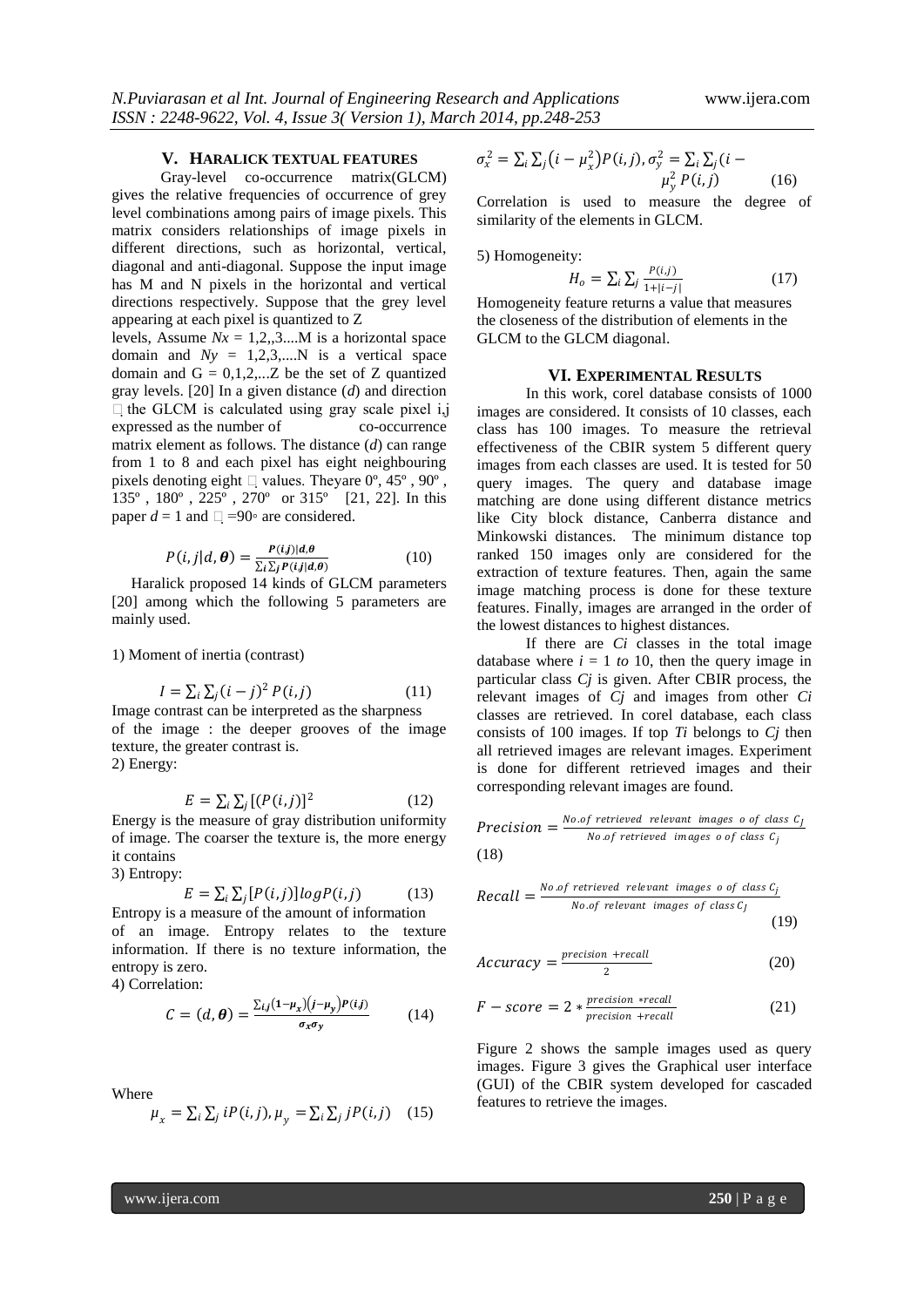## V. HARALICK TEXTUAL FEATURES

Gray-level co-occurrence matrix(GLCM) gives the relative frequencies of occurrence of grey level combinations among pairs of image pixels. This matrix considers relationships of image pixels in different directions, such as horizontal, vertical, diagonal and anti-diagonal. Suppose the input image has M and N pixels in the horizontal and vertical directions respectively. Suppose that the grey level appearing at each pixel is quantized to Z levels, Assume $Nx = 1,2,,3....M$ is a horizontal space domain and $Ny = 1,2,3,....N$ is a vertical space domain and $G = 0,1,2,...Z$ be the set of Z quantized gray levels. [20] In a given distance ($d$) and direction  the GLCM is calculated using gray scale pixel i,j expressed as the number of co-occurrence matrix element as follows. The distance ($d$) can range from 1 to 8 and each pixel has eight neighbouring pixels denoting eight  values. Theyare 0º, 45º , 90º , 135º , 180º , 225º , 270º or 315º [21, 22]. In this paper $d = 1$ and  =90◦ are considered.

$$P(i,j|d,\boldsymbol{\theta}) = \frac{\boldsymbol{P(i,j)|d,\theta}}{\sum_i \sum_j \boldsymbol{P(i,j|d,\theta)}} \qquad (10)$$

Haralick proposed 14 kinds of GLCM parameters [20] among which the following 5 parameters are mainly used.

1) Moment of inertia (contrast)

$$I = \sum_i \sum_j (i-j)^2 \, P(i,j) \qquad (11)$$

Image contrast can be interpreted as the sharpness of the image : the deeper grooves of the image texture, the greater contrast is.

2) Energy:

$$E = \sum_i \sum_j [(P(i,j)]^2 \qquad (12)$$

Energy is the measure of gray distribution uniformity of image. The coarser the texture is, the more energy it contains

3) Entropy:

$$E = \sum_i \sum_j [P(i,j)] log P(i,j) \qquad (13)$$

Entropy is a measure of the amount of information of an image. Entropy relates to the texture information. If there is no texture information, the entropy is zero.

4) Correlation:

$$C = (d,\boldsymbol{\theta}) = \frac{\sum_{i,j} (\mathbf{1}-\mu_x)(j-\mu_y)\boldsymbol{P(i,j)}}{\sigma_x \sigma_y} \qquad (14)$$

Where

$$\mu_x = \sum_i \sum_j iP(i,j), \mu_y = \sum_i \sum_j jP(i,j) \quad (15)$$

$$\sigma_x^2 = \sum_i \sum_j \left(i - \mu_x^2\right) P(i,j), \sigma_y^2 = \sum_i \sum_j (i - \mu_y^2 \, P(i,j) \qquad (16)$$

Correlation is used to measure the degree of similarity of the elements in GLCM.

5) Homogeneity:

$$H_o = \sum_i \sum_j \frac{P(i,j)}{1+|i-j|} \qquad (17)$$

Homogeneity feature returns a value that measures the closeness of the distribution of elements in the GLCM to the GLCM diagonal.

## VI. EXPERIMENTAL RESULTS

In this work, corel database consists of 1000 images are considered. It consists of 10 classes, each class has 100 images. To measure the retrieval effectiveness of the CBIR system 5 different query images from each classes are used. It is tested for 50 query images. The query and database image matching are done using different distance metrics like City block distance, Canberra distance and Minkowski distances. The minimum distance top ranked 150 images only are considered for the extraction of texture features. Then, again the same image matching process is done for these texture features. Finally, images are arranged in the order of the lowest distances to highest distances.

If there are $Ci$ classes in the total image database where $i = 1$ *to* 10, then the query image in particular class $Cj$ is given. After CBIR process, the relevant images of $Cj$ and images from other $Ci$ classes are retrieved. In corel database, each class consists of 100 images. If top $Ti$ belongs to $Cj$ then all retrieved images are relevant images. Experiment is done for different retrieved images and their corresponding relevant images are found.

$$Precision = \frac{No.of\ retrieved\ \ relevant\ \ images\ \ o\ of\ \ class\ \ C_j}{No.of\ retrieved\ \ images\ \ o\ of\ class\ \ C_j} \qquad (18)$$

$$Recall = \frac{No.of\ retrieved\ \ relevant\ \ images\ \ o\ of\ class\ C_j}{No.of\ relevant\ \ images\ \ of\ \ class\ C_J} \qquad (19)$$

$$Accuracy = \frac{precision\ +recall}{2} \qquad (20)$$

$$F - score = 2 * \frac{precision\ *recall}{precision\ +recall} \qquad (21)$$

Figure 2 shows the sample images used as query images. Figure 3 gives the Graphical user interface (GUI) of the CBIR system developed for cascaded features to retrieve the images.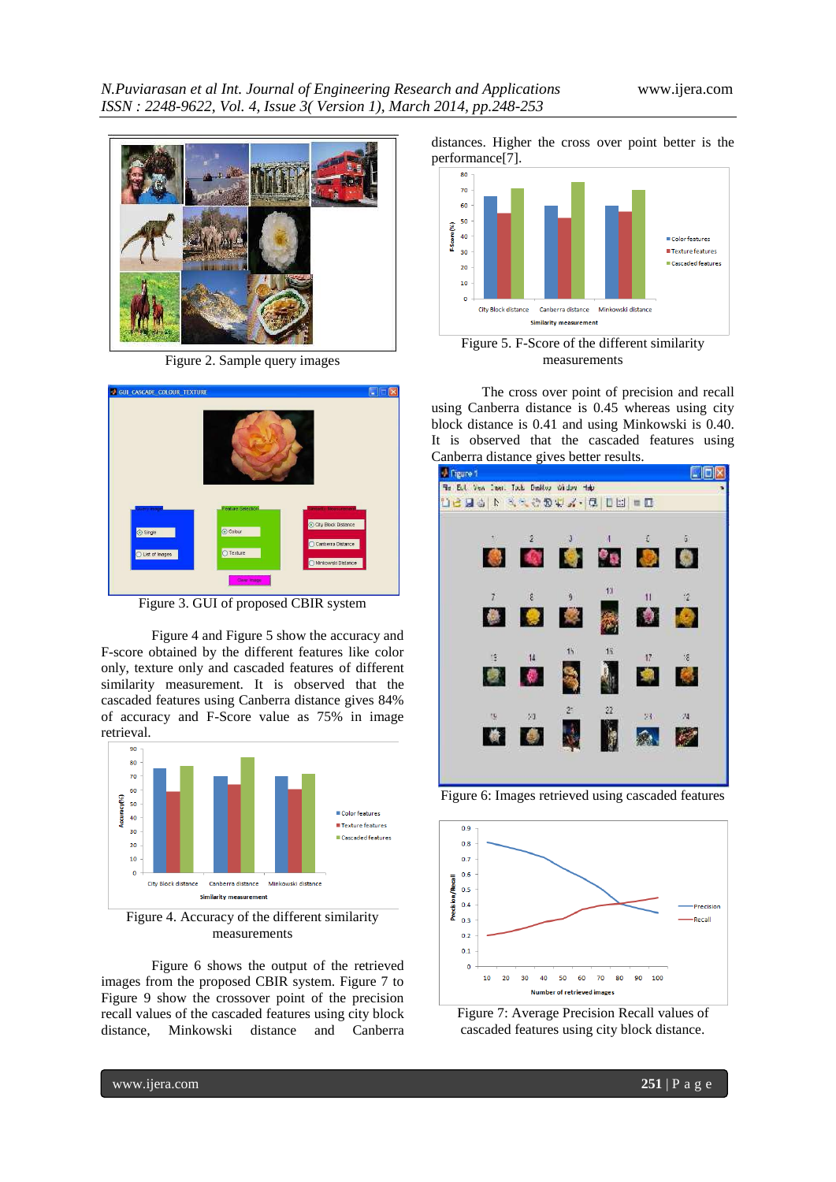Figure 2. Sample query images

Figure 3. GUI of proposed CBIR system

Figure 4 and Figure 5 show the accuracy and F-score obtained by the different features like color only, texture only and cascaded features of each similarity measurement. It is observed that the cascaded features using Canberra distance gives 84% of accuracy and F-Score value as 75% in image retrieval.

Figure 4. Accuracy of the different similarity measurements

Figure 6 shows the output of the retrieved images from the proposed CBIR system. Figure 7 to Figure 9 show the crossover point of the precision recall values of the cascaded features using city block distance, Minkowski distance and Canberra distances. Higher the cross over point better is the performance[7].

Figure 5. F-Score of the different similarity measurements

The cross over point of precision and recall using Canberra distance is 0.45 whereas using city block distance is 0.41 and using Minkowski is 0.40. It is observed that the cascaded features using Canberra distance gives better results.

Figure 6: Images retrieved using cascaded features

Figure 7: Average Precision Recall values of cascaded features using city block distance.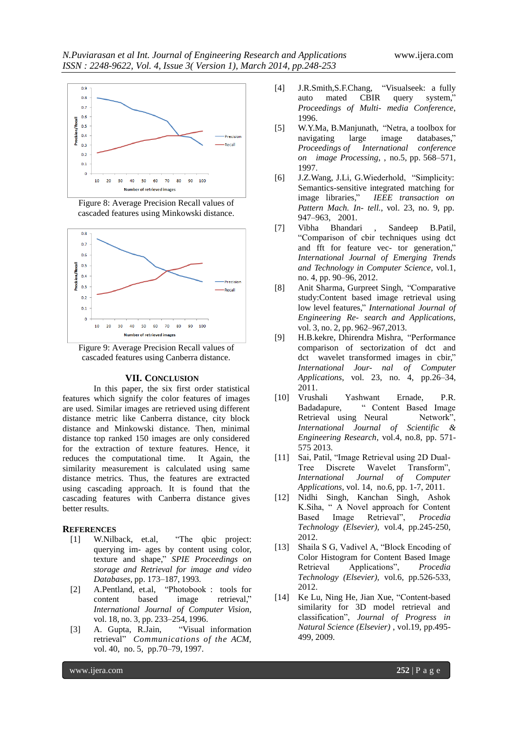Figure 8: Average Precision Recall values of cascaded features using Minkowski distance.

Figure 9: Average Precision Recall values of cascaded features using Canberra distance.

## VII. CONCLUSION

In this paper, the six first order statistical features which signify the color features of images are used. Similar images are retrieved using different distance metric like Canberra distance, city block distance and Minkowski distance. Then, minimal distance top ranked 150 images are only considered for the extraction of texture features. Hence, it reduces the computational time. It Again, the similarity measurement is calculated using same distance metrics. Thus, the features are extracted using cascading approach. It is found that the cascading features with Canberra distance gives better results.

## REFERENCES

[1] W.Nilback, et.al, "The qbic project: querying im- ages by content using color, texture and shape," *SPIE Proceedings on storage and Retrieval for image and video Databases*, pp. 173–187, 1993.

[2] A.Pentland, et.al, "Photobook : tools for content based image retrieval," *International Journal of Computer Vision*, vol. 18, no. 3, pp. 233–254, 1996.

[3] A. Gupta, R.Jain, "Visual information retrieval" *Communications of the ACM*, vol. 40, no. 5, pp.70–79, 1997.

[4] J.R.Smith,S.F.Chang, "Visualseek: a fully auto mated CBIR query system," *Proceedings of Multi- media Conference*, 1996.

[5] W.Y.Ma, B.Manjunath, "Netra, a toolbox for navigating large image databases," *Proceedings of International conference on image Processing*, , no.5, pp. 568–571, 1997.

[6] J.Z.Wang, J.Li, G.Wiederhold, "Simplicity: Semantics-sensitive integrated matching for image libraries," *IEEE transaction on Pattern Mach. In- tell.*, vol. 23, no. 9, pp. 947–963, 2001.

[7] Vibha Bhandari , Sandeep B.Patil, "Comparison of cbir techniques using dct and fft for feature vec- tor generation," *International Journal of Emerging Trends and Technology in Computer Science*, vol.1, no. 4, pp. 90–96, 2012.

[8] Anit Sharma, Gurpreet Singh, "Comparative study:Content based image retrieval using low level features," *International Journal of Engineering Re- search and Applications*, vol. 3, no. 2, pp. 962–967,2013.

[9] H.B.kekre, Dhirendra Mishra, "Performance comparison of sectorization of dct and dct wavelet transformed images in cbir," *International Jour- nal of Computer Applications*, vol. 23, no. 4, pp.26–34, 2011.

[10] Vrushali Yashwant Ernade, P.R. Badadapure, " Content Based Image Retrieval using Neural Network", *International Journal of Scientific & Engineering Research*, vol.4, no.8, pp. 571-575 2013.

[11] Sai, Patil, "Image Retrieval using 2D Dual-Tree Discrete Wavelet Transform", *International Journal of Computer Applications*, vol. 14, no.6, pp. 1-7, 2011.

[12] Nidhi Singh, Kanchan Singh, Ashok K.Siha, " A Novel approach for Content Based Image Retrieval", *Procedia Technology (Elsevier)*, vol.4, pp.245-250, 2012.

[13] Shaila S G, Vadivel A, "Block Encoding of Color Histogram for Content Based Image Retrieval Applications", *Procedia Technology (Elsevier)*, vol.6, pp.526-533, 2012.

[14] Ke Lu, Ning He, Jian Xue, "Content-based similarity for 3D model retrieval and classification", *Journal of Progress in Natural Science (Elsevier)* , vol.19, pp.495-499, 2009.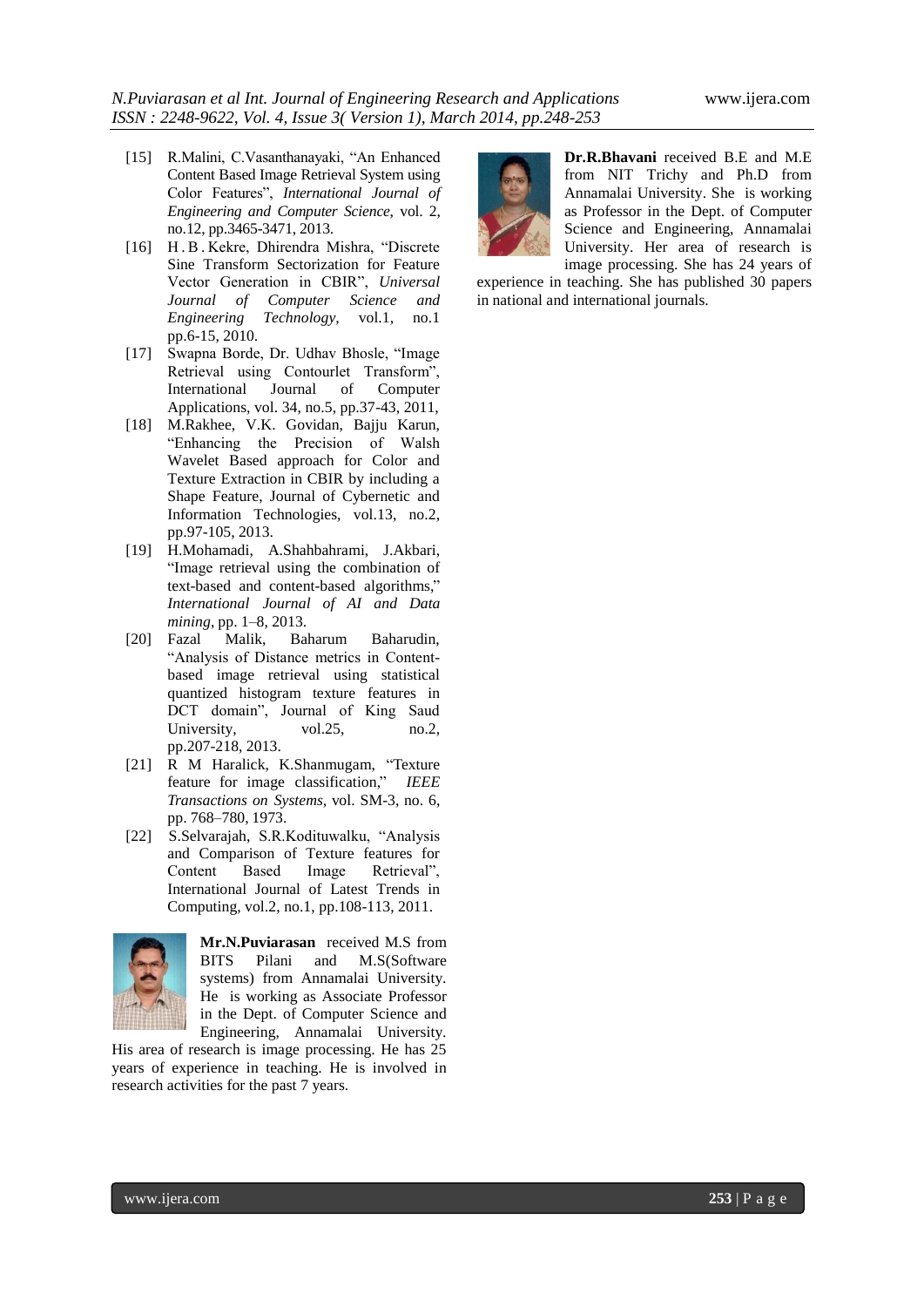[15] R.Malini, C.Vasanthanayaki, "An Enhanced Content Based Image Retrieval System using Color Features", *International Journal of Engineering and Computer Science*, vol. 2, no.12, pp.3465-3471, 2013.

[16] H . B . Kekre, Dhirendra Mishra, "Discrete Sine Transform Sectorization for Feature Vector Generation in CBIR", *Universal Journal of Computer Science and Engineering Technology*, vol.1, no.1 pp.6-15, 2010.

[17] Swapna Borde, Dr. Udhav Bhosle, "Image Retrieval using Contourlet Transform", International Journal of Computer Applications, vol. 34, no.5, pp.37-43, 2011,

[18] M.Rakhee, V.K. Govidan, Bajju Karun, "Enhancing the Precision of Walsh Wavelet Based approach for Color and Texture Extraction in CBIR by including a Shape Feature, Journal of Cybernetic and Information Technologies, vol.13, no.2, pp.97-105, 2013.

[19] H.Mohamadi, A.Shahbahrami, J.Akbari, "Image retrieval using the combination of text-based and content-based algorithms," *International Journal of AI and Data mining*, pp. 1–8, 2013.

[20] Fazal Malik, Baharum Baharudin, "Analysis of Distance metrics in Content-based image retrieval using statistical quantized histogram texture features in DCT domain", Journal of King Saud University, vol.25, no.2, pp.207-218, 2013.

[21] R M Haralick, K.Shanmugam, "Texture feature for image classification," *IEEE Transactions on Systems*, vol. SM-3, no. 6, pp. 768–780, 1973.

[22] S.Selvarajah, S.R.Kodituwalku, "Analysis and Comparison of Texture features for Content Based Image Retrieval", International Journal of Latest Trends in Computing, vol.2, no.1, pp.108-113, 2011.

**Mr.N.Puviarasan** received M.S from BITS Pilani and M.S(Software systems) from Annamalai University. He is working as Associate Professor in the Dept. of Computer Science and Engineering, Annamalai University. His area of research is image processing. He has 25 years of experience in teaching. He is involved in research activities for the past 7 years.

**Dr.R.Bhavani** received B.E and M.E from NIT Trichy and Ph.D from Annamalai University. She is working as Professor in the Dept. of Computer Science and Engineering, Annamalai University. Her area of research is image processing. She has 24 years of experience in teaching. She has published 30 papers in national and international journals.